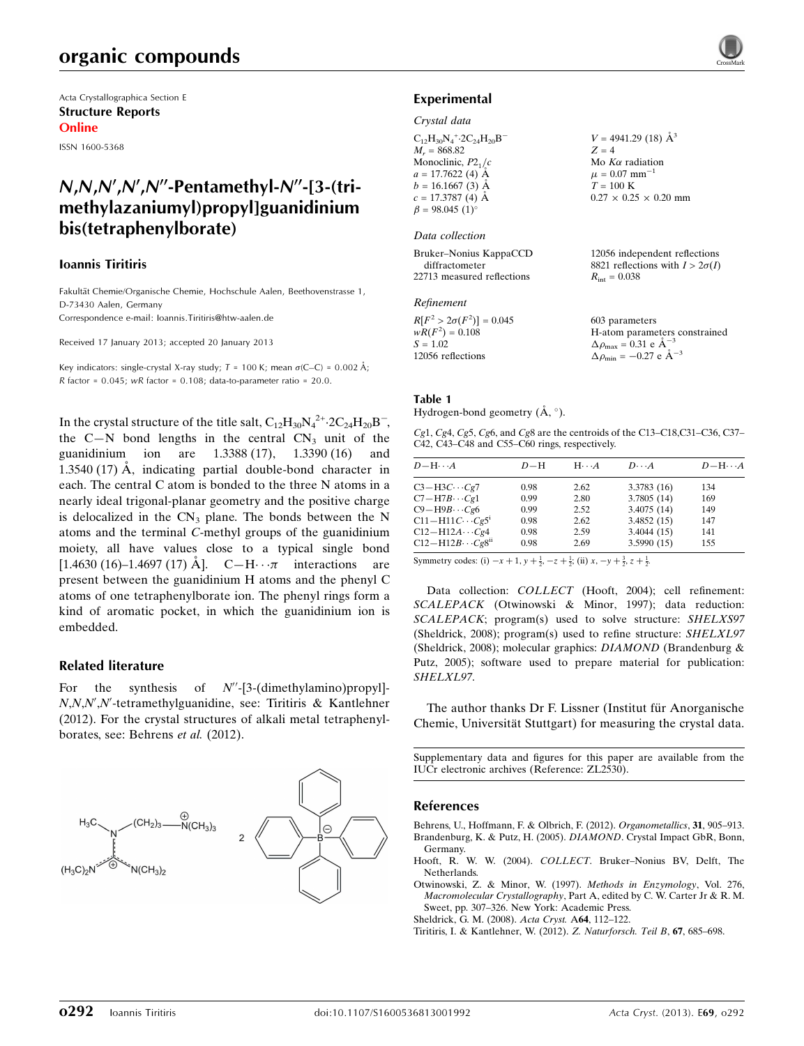# organic compounds

Acta Crystallographica Section E
**Structure Reports Online**
ISSN 1600-5368

## *N*,*N*,*N*′,*N*′,*N*″-Pentamethyl-*N*″-[3-(trimethylazaniumyl)propyl]guanidinium bis(tetraphenylborate)

**Ioannis Tiritiris**

Fakultät Chemie/Organische Chemie, Hochschule Aalen, Beethovenstrasse 1, D-73430 Aalen, Germany
Correspondence e-mail: Ioannis.Tiritiris@htw-aalen.de

Received 17 January 2013; accepted 20 January 2013

Key indicators: single-crystal X-ray study; $T$ = 100 K; mean $\sigma$(C–C) = 0.002 Å; $R$ factor = 0.045; $wR$ factor = 0.108; data-to-parameter ratio = 20.0.

In the crystal structure of the title salt, $C_{12}H_{30}N_4^{2+}\cdot 2C_{24}H_{20}B^-$, the C—N bond lengths in the central $CN_3$ unit of the guanidinium ion are 1.3388 (17), 1.3390 (16) and 1.3540 (17) Å, indicating partial double-bond character in each. The central C atom is bonded to the three N atoms in a nearly ideal trigonal-planar geometry and the positive charge is delocalized in the $CN_3$ plane. The bonds between the N atoms and the terminal *C*-methyl groups of the guanidinium moiety, all have values close to a typical single bond [1.4630 (16)–1.4697 (17) Å]. C—H⋯$\pi$ interactions are present between the guanidinium H atoms and the phenyl C atoms of one tetraphenylborate ion. The phenyl rings form a kind of aromatic pocket, in which the guanidinium ion is embedded.

### Related literature

For the synthesis of *N*″-[3-(dimethylamino)propyl]-*N*,*N*,*N*′,*N*′-tetramethylguanidine, see: Tiritiris & Kantlehner (2012). For the crystal structures of alkali metal tetraphenylborates, see: Behrens *et al.* (2012).

### Experimental

*Crystal data*

$C_{12}H_{30}N_4^{+}\cdot 2C_{24}H_{20}B^-$
$M_r$ = 868.82
Monoclinic, $P2_1/c$
$a$ = 17.7622 (4) Å
$b$ = 16.1667 (3) Å
$c$ = 17.3787 (4) Å
$\beta$ = 98.045 (1)°
$V$ = 4941.29 (18) Å$^3$
$Z$ = 4
Mo $K\alpha$ radiation
$\mu$ = 0.07 mm$^{-1}$
$T$ = 100 K
0.27 × 0.25 × 0.20 mm

*Data collection*

Bruker–Nonius KappaCCD diffractometer
22713 measured reflections
12056 independent reflections
8821 reflections with $I > 2\sigma(I)$
$R_{\rm int}$ = 0.038

*Refinement*

$R[F^2 > 2\sigma(F^2)]$ = 0.045
$wR(F^2)$ = 0.108
$S$ = 1.02
12056 reflections
603 parameters
H-atom parameters constrained
$\Delta\rho_{\rm max}$ = 0.31 e Å$^{-3}$
$\Delta\rho_{\rm min}$ = −0.27 e Å$^{-3}$

**Table 1**
Hydrogen-bond geometry (Å, °).

*Cg*1, *Cg*4, *Cg*5, *Cg*6, and *Cg*8 are the centroids of the C13–C18,C31–C36, C37–C42, C43–C48 and C55–C60 rings, respectively.

| $D$—H⋯$A$ | $D$—H | H⋯$A$ | $D$⋯$A$ | $D$—H⋯$A$ |
|---|---|---|---|---|
| C3—H3*C*⋯*Cg*7 | 0.98 | 2.62 | 3.3783 (16) | 134 |
| C7—H7*B*⋯*Cg*1 | 0.99 | 2.80 | 3.7805 (14) | 169 |
| C9—H9*B*⋯*Cg*6 | 0.99 | 2.52 | 3.4075 (14) | 149 |
| C11—H11*C*⋯*Cg*5$^{i}$ | 0.98 | 2.62 | 3.4852 (15) | 147 |
| C12—H12*A*⋯*Cg*4 | 0.98 | 2.59 | 3.4044 (15) | 141 |
| C12—H12*B*⋯*Cg*8$^{ii}$ | 0.98 | 2.69 | 3.5990 (15) | 155 |

Symmetry codes: (i) $-x+1, y+\frac{1}{2}, -z+\frac{1}{2}$; (ii) $x, -y+\frac{3}{2}, z+\frac{1}{2}$.

Data collection: *COLLECT* (Hooft, 2004); cell refinement: *SCALEPACK* (Otwinowski & Minor, 1997); data reduction: *SCALEPACK*; program(s) used to solve structure: *SHELXS97* (Sheldrick, 2008); program(s) used to refine structure: *SHELXL97* (Sheldrick, 2008); molecular graphics: *DIAMOND* (Brandenburg & Putz, 2005); software used to prepare material for publication: *SHELXL97*.

The author thanks Dr F. Lissner (Institut für Anorganische Chemie, Universität Stuttgart) for measuring the crystal data.

Supplementary data and figures for this paper are available from the IUCr electronic archives (Reference: ZL2530).

### References

Behrens, U., Hoffmann, F. & Olbrich, F. (2012). *Organometallics*, **31**, 905–913.
Brandenburg, K. & Putz, H. (2005). *DIAMOND*. Crystal Impact GbR, Bonn, Germany.
Hooft, R. W. W. (2004). *COLLECT*. Bruker–Nonius BV, Delft, The Netherlands.
Otwinowski, Z. & Minor, W. (1997). *Methods in Enzymology*, Vol. 276, *Macromolecular Crystallography*, Part A, edited by C. W. Carter Jr & R. M. Sweet, pp. 307–326. New York: Academic Press.
Sheldrick, G. M. (2008). *Acta Cryst.* A**64**, 112–122.
Tiritiris, I. & Kantlehner, W. (2012). *Z. Naturforsch. Teil B*, **67**, 685–698.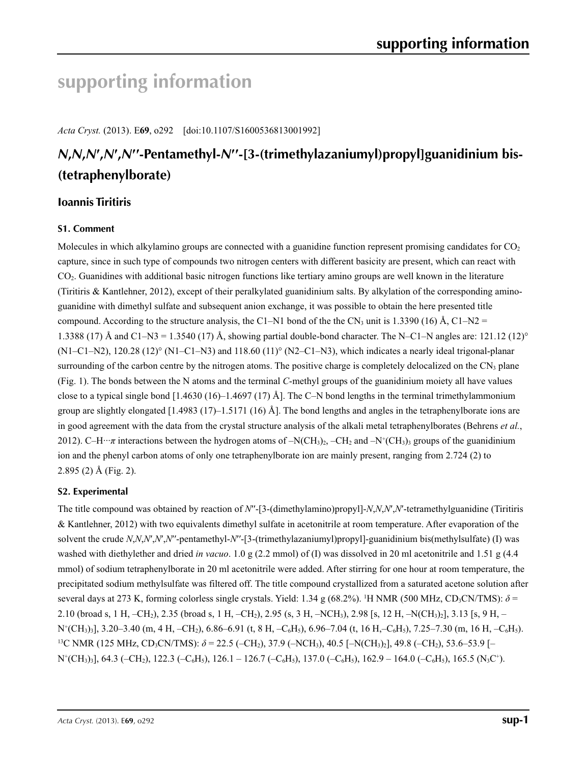# supporting information

*Acta Cryst.* (2013). E**69**, o292 [doi:10.1107/S1600536813001992]

## *N*,*N*,*N*′,*N*′,*N*′′-Pentamethyl-*N*′′-[3-(trimethylazaniumyl)propyl]guanidinium bis-(tetraphenylborate)

### Ioannis Tiritiris

### S1. Comment

Molecules in which alkylamino groups are connected with a guanidine function represent promising candidates for $CO_2$ capture, since in such type of compounds two nitrogen centers with different basicity are present, which can react with $CO_2$. Guanidines with additional basic nitrogen functions like tertiary amino groups are well known in the literature (Tiritiris & Kantlehner, 2012), except of their peralkylated guanidinium salts. By alkylation of the corresponding amino-guanidine with dimethyl sulfate and subsequent anion exchange, it was possible to obtain the here presented title compound. According to the structure analysis, the C1–N1 bond of the the $CN_3$ unit is 1.3390 (16) Å, C1–N2 = 1.3388 (17) Å and C1–N3 = 1.3540 (17) Å, showing partial double-bond character. The N–C1–N angles are: 121.12 (12)° (N1–C1–N2), 120.28 (12)° (N1–C1–N3) and 118.60 (11)° (N2–C1–N3), which indicates a nearly ideal trigonal-planar surrounding of the carbon centre by the nitrogen atoms. The positive charge is completely delocalized on the $CN_3$ plane (Fig. 1). The bonds between the N atoms and the terminal *C*-methyl groups of the guanidinium moiety all have values close to a typical single bond [1.4630 (16)–1.4697 (17) Å]. The C–N bond lengths in the terminal trimethylammonium group are slightly elongated [1.4983 (17)–1.5171 (16) Å]. The bond lengths and angles in the tetraphenylborate ions are in good agreement with the data from the crystal structure analysis of the alkali metal tetraphenylborates (Behrens *et al.*, 2012). C–H···*π* interactions between the hydrogen atoms of $–N(CH_3)_2$, $–CH_2$ and $–N^+(CH_3)_3$ groups of the guanidinium ion and the phenyl carbon atoms of only one tetraphenylborate ion are mainly present, ranging from 2.724 (2) to 2.895 (2) Å (Fig. 2).

### S2. Experimental

The title compound was obtained by reaction of *N*′′-[3-(dimethylamino)propyl]-*N*,*N*,*N*′,*N*′-tetramethylguanidine (Tiritiris & Kantlehner, 2012) with two equivalents dimethyl sulfate in acetonitrile at room temperature. After evaporation of the solvent the crude *N*,*N*,*N*′,*N*′,*N*′′-pentamethyl-*N*′′-[3-(trimethylazaniumyl)propyl]-guanidinium bis(methylsulfate) (I) was washed with diethylether and dried *in vacuo*. 1.0 g (2.2 mmol) of (I) was dissolved in 20 ml acetonitrile and 1.51 g (4.4 mmol) of sodium tetraphenylborate in 20 ml acetonitrile were added. After stirring for one hour at room temperature, the precipitated sodium methylsulfate was filtered off. The title compound crystallized from a saturated acetone solution after several days at 273 K, forming colorless single crystals. Yield: 1.34 g (68.2%). $^1H$ NMR (500 MHz, $CD_3CN$/TMS): $\delta$ = 2.10 (broad s, 1 H, $–CH_2$), 2.35 (broad s, 1 H, $–CH_2$), 2.95 (s, 3 H, $–NCH_3$), 2.98 [s, 12 H, $–N(CH_3)_2$], 3.13 [s, 9 H, $–N^+(CH_3)_3$], 3.20–3.40 (m, 4 H, $–CH_2$), 6.86–6.91 (t, 8 H, $–C_6H_5$), 6.96–7.04 (t, 16 H,$–C_6H_5$), 7.25–7.30 (m, 16 H, $–C_6H_5$). $^{13}C$ NMR (125 MHz, $CD_3CN$/TMS): $\delta$ = 22.5 ($–CH_2$), 37.9 ($–NCH_3$), 40.5 [$–N(CH_3)_2$], 49.8 ($–CH_2$), 53.6–53.9 [$–N^+(CH_3)_3$], 64.3 ($–CH_2$), 122.3 ($–C_6H_5$), 126.1 – 126.7 ($–C_6H_5$), 137.0 ($–C_6H_5$), 162.9 – 164.0 ($–C_6H_5$), 165.5 ($N_3C^+$).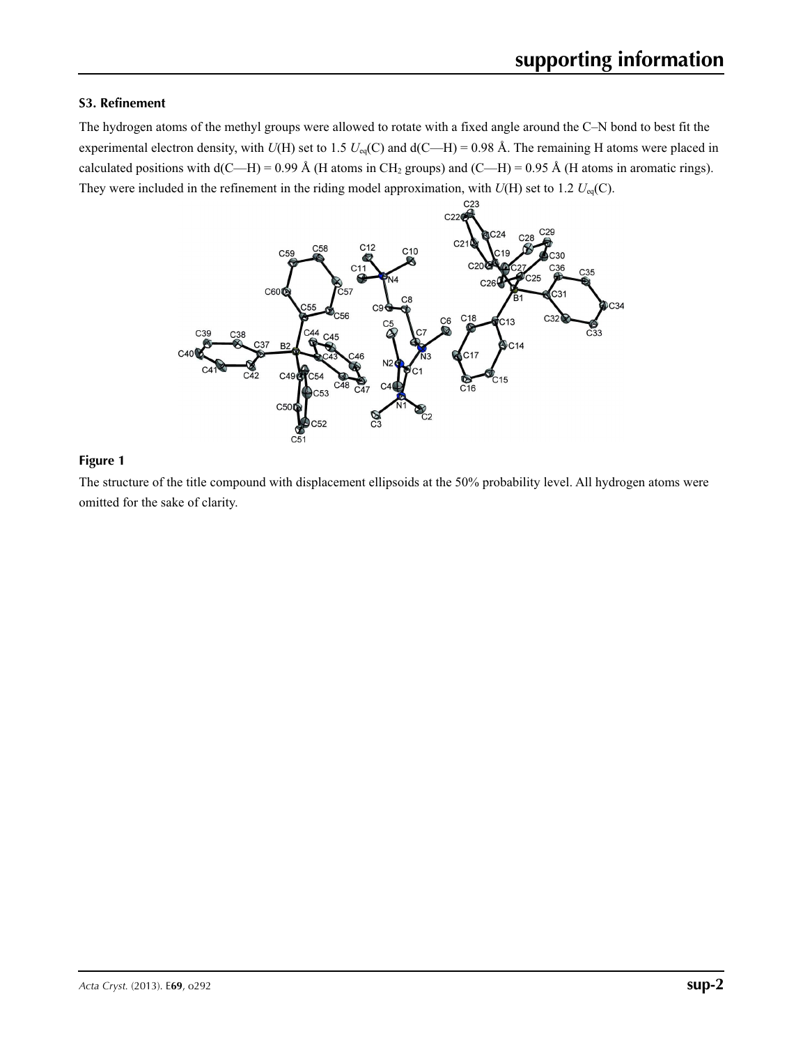## S3. Refinement

The hydrogen atoms of the methyl groups were allowed to rotate with a fixed angle around the C–N bond to best fit the experimental electron density, with $U$(H) set to 1.5 $U_{eq}$(C) and d(C—H) = 0.98 Å. The remaining H atoms were placed in calculated positions with d(C—H) = 0.99 Å (H atoms in $CH_2$ groups) and (C—H) = 0.95 Å (H atoms in aromatic rings). They were included in the refinement in the riding model approximation, with $U$(H) set to 1.2 $U_{eq}$(C).

C23
C22
C24
C28 C29
C21
C19
C30
C12
C10
C20
C27
C59
C58
C26
C25
C36
C35
C11
N4
B1
C31
C60
C57
C34
C8
C9
C55
C56
C32
C33
C5
C6
C18
C13
C7
C39
C38
C44
C45
N3
B2
C37
C14
C40
C43
C46
N2
C1
C17
C42
C48
C41
C49
C54
C47
C4
C16
C15
C53
N1
C50
C2
C52
C3
C51

### Figure 1

The structure of the title compound with displacement ellipsoids at the 50% probability level. All hydrogen atoms were omitted for the sake of clarity.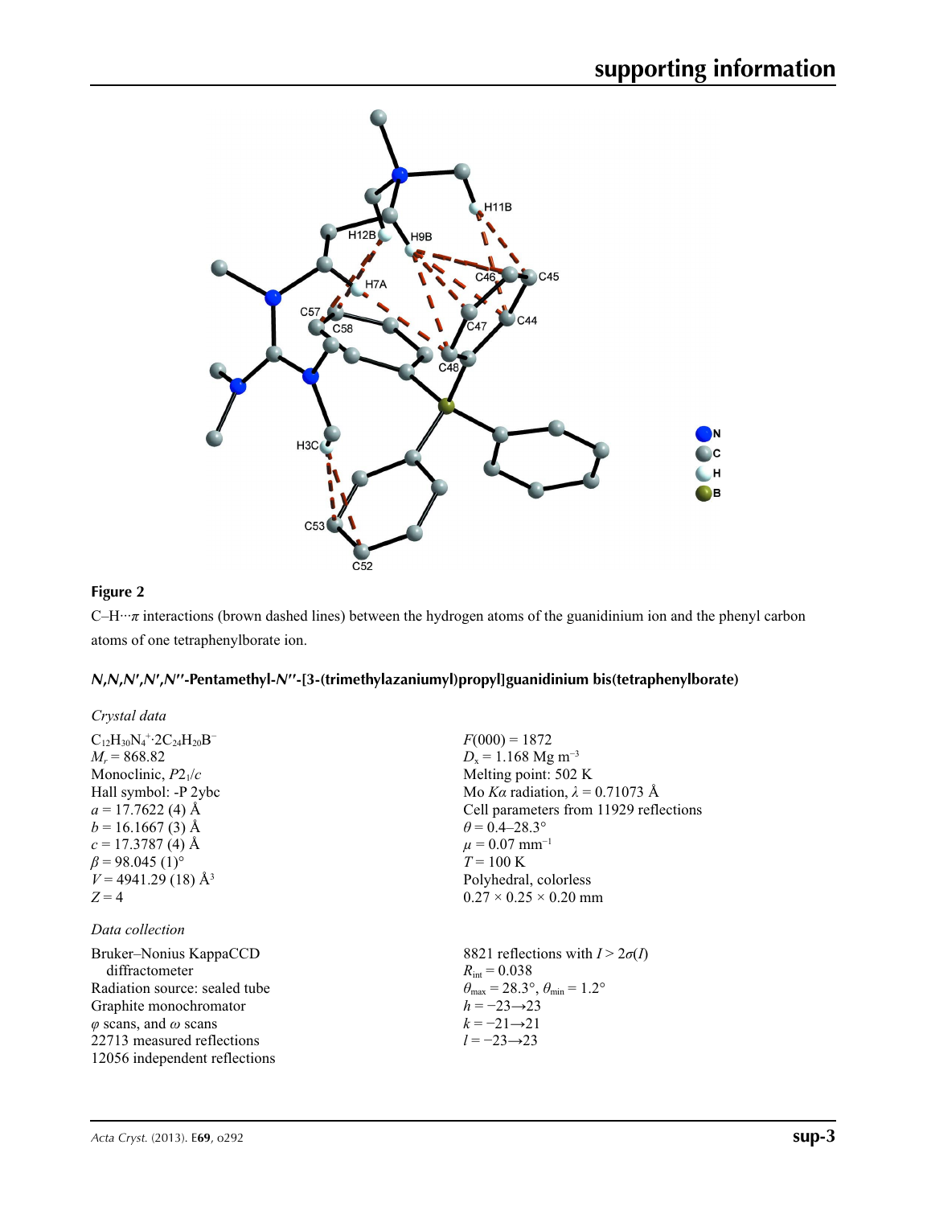**Figure 2**

C–H···π interactions (brown dashed lines) between the hydrogen atoms of the guanidinium ion and the phenyl carbon atoms of one tetraphenylborate ion.

### N,N,N′,N′,N′′-Pentamethyl-N′′-[3-(trimethylazaniumyl)propyl]guanidinium bis(tetraphenylborate)

*Crystal data*

$C_{12}H_{30}N_4^{+}\cdot 2C_{24}H_{20}B^{-}$
$M_r = 868.82$
Monoclinic, $P2_1/c$
Hall symbol: -P 2ybc
$a = 17.7622$ (4) Å
$b = 16.1667$ (3) Å
$c = 17.3787$ (4) Å
$\beta = 98.045$ (1)°
$V = 4941.29$ (18) Å$^3$
$Z = 4$
$F(000) = 1872$
$D_x = 1.168$ Mg m$^{-3}$
Melting point: 502 K
Mo $K\alpha$ radiation, $\lambda = 0.71073$ Å
Cell parameters from 11929 reflections
$\theta = 0.4$–28.3°
$\mu = 0.07$ mm$^{-1}$
$T = 100$ K
Polyhedral, colorless
0.27 × 0.25 × 0.20 mm

*Data collection*

Bruker–Nonius KappaCCD diffractometer
Radiation source: sealed tube
Graphite monochromator
$\varphi$ scans, and $\omega$ scans
22713 measured reflections
12056 independent reflections
8821 reflections with $I > 2\sigma(I)$
$R_{int} = 0.038$
$\theta_{max} = 28.3°$, $\theta_{min} = 1.2°$
$h = -23 \rightarrow 23$
$k = -21 \rightarrow 21$
$l = -23 \rightarrow 23$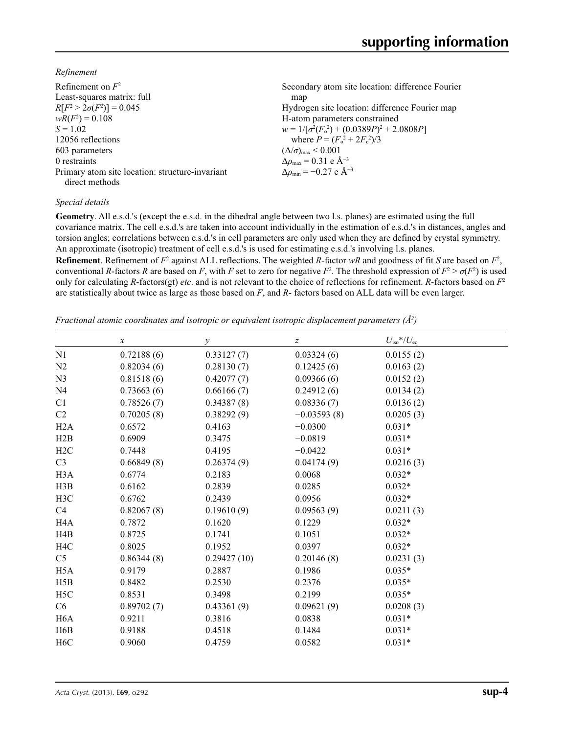*Refinement*

Refinement on $F^2$
Least-squares matrix: full
$R[F^2 > 2\sigma(F^2)] = 0.045$
$wR(F^2) = 0.108$
$S = 1.02$
12056 reflections
603 parameters
0 restraints
Primary atom site location: structure-invariant direct methods
Secondary atom site location: difference Fourier map
Hydrogen site location: difference Fourier map
H-atom parameters constrained
$w = 1/[\sigma^2(F_o^2) + (0.0389P)^2 + 2.0808P]$
where $P = (F_o^2 + 2F_c^2)/3$
$(\Delta/\sigma)_{max} < 0.001$
$\Delta\rho_{max} = 0.31$ e Å$^{-3}$
$\Delta\rho_{min} = -0.27$ e Å$^{-3}$

*Special details*

**Geometry**. All e.s.d.'s (except the e.s.d. in the dihedral angle between two l.s. planes) are estimated using the full covariance matrix. The cell e.s.d.'s are taken into account individually in the estimation of e.s.d.'s in distances, angles and torsion angles; correlations between e.s.d.'s in cell parameters are only used when they are defined by crystal symmetry. An approximate (isotropic) treatment of cell e.s.d.'s is used for estimating e.s.d.'s involving l.s. planes.

**Refinement**. Refinement of $F^2$ against ALL reflections. The weighted *R*-factor *wR* and goodness of fit *S* are based on $F^2$, conventional *R*-factors *R* are based on *F*, with *F* set to zero for negative $F^2$. The threshold expression of $F^2 > \sigma(F^2)$ is used only for calculating *R*-factors(gt) *etc*. and is not relevant to the choice of reflections for refinement. *R*-factors based on $F^2$ are statistically about twice as large as those based on *F*, and *R*- factors based on ALL data will be even larger.

*Fractional atomic coordinates and isotropic or equivalent isotropic displacement parameters (Å$^2$)*

| | *x* | *y* | *z* | $U_{iso}$*/$U_{eq}$ |
|---|---|---|---|---|
| N1 | 0.72188 (6) | 0.33127 (7) | 0.03324 (6) | 0.0155 (2) |
| N2 | 0.82034 (6) | 0.28130 (7) | 0.12425 (6) | 0.0163 (2) |
| N3 | 0.81518 (6) | 0.42077 (7) | 0.09366 (6) | 0.0152 (2) |
| N4 | 0.73663 (6) | 0.66166 (7) | 0.24912 (6) | 0.0134 (2) |
| C1 | 0.78526 (7) | 0.34387 (8) | 0.08336 (7) | 0.0136 (2) |
| C2 | 0.70205 (8) | 0.38292 (9) | −0.03593 (8) | 0.0205 (3) |
| H2A | 0.6572 | 0.4163 | −0.0300 | 0.031* |
| H2B | 0.6909 | 0.3475 | −0.0819 | 0.031* |
| H2C | 0.7448 | 0.4195 | −0.0422 | 0.031* |
| C3 | 0.66849 (8) | 0.26374 (9) | 0.04174 (9) | 0.0216 (3) |
| H3A | 0.6774 | 0.2183 | 0.0068 | 0.032* |
| H3B | 0.6162 | 0.2839 | 0.0285 | 0.032* |
| H3C | 0.6762 | 0.2439 | 0.0956 | 0.032* |
| C4 | 0.82067 (8) | 0.19610 (9) | 0.09563 (9) | 0.0211 (3) |
| H4A | 0.7872 | 0.1620 | 0.1229 | 0.032* |
| H4B | 0.8725 | 0.1741 | 0.1051 | 0.032* |
| H4C | 0.8025 | 0.1952 | 0.0397 | 0.032* |
| C5 | 0.86344 (8) | 0.29427 (10) | 0.20146 (8) | 0.0231 (3) |
| H5A | 0.9179 | 0.2887 | 0.1986 | 0.035* |
| H5B | 0.8482 | 0.2530 | 0.2376 | 0.035* |
| H5C | 0.8531 | 0.3498 | 0.2199 | 0.035* |
| C6 | 0.89702 (7) | 0.43361 (9) | 0.09621 (9) | 0.0208 (3) |
| H6A | 0.9211 | 0.3816 | 0.0838 | 0.031* |
| H6B | 0.9188 | 0.4518 | 0.1484 | 0.031* |
| H6C | 0.9060 | 0.4759 | 0.0582 | 0.031* |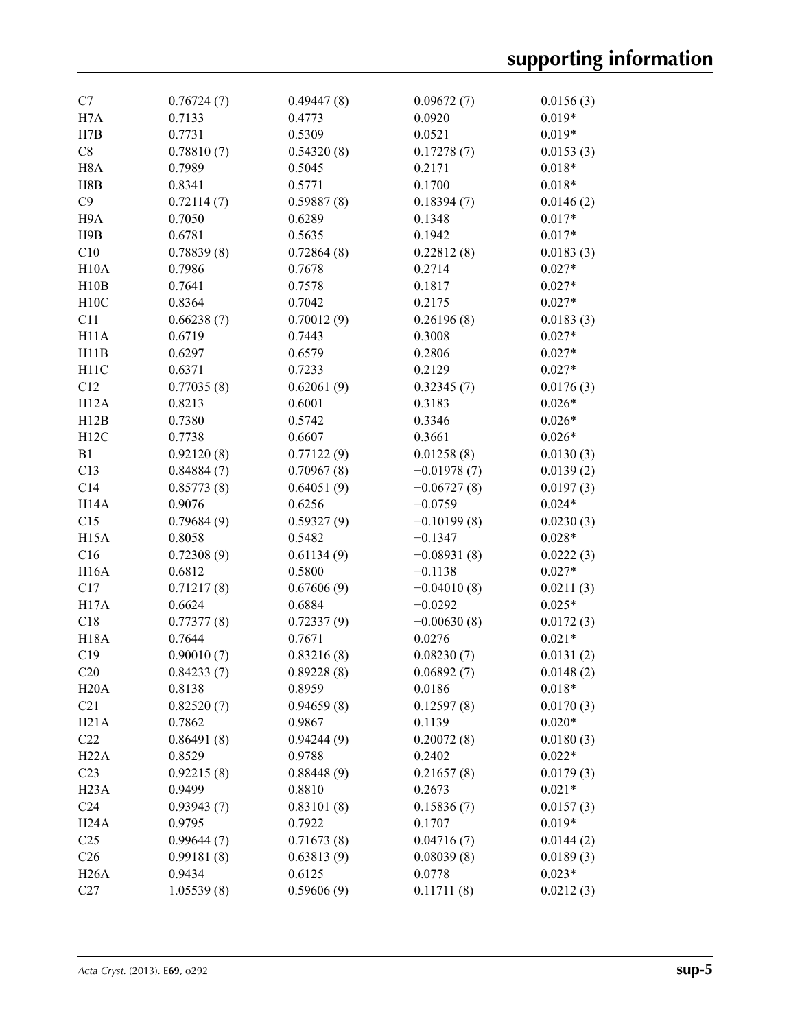| | | | | |
|---|---|---|---|---|
| C7 | 0.76724 (7) | 0.49447 (8) | 0.09672 (7) | 0.0156 (3) |
| H7A | 0.7133 | 0.4773 | 0.0920 | 0.019* |
| H7B | 0.7731 | 0.5309 | 0.0521 | 0.019* |
| C8 | 0.78810 (7) | 0.54320 (8) | 0.17278 (7) | 0.0153 (3) |
| H8A | 0.7989 | 0.5045 | 0.2171 | 0.018* |
| H8B | 0.8341 | 0.5771 | 0.1700 | 0.018* |
| C9 | 0.72114 (7) | 0.59887 (8) | 0.18394 (7) | 0.0146 (2) |
| H9A | 0.7050 | 0.6289 | 0.1348 | 0.017* |
| H9B | 0.6781 | 0.5635 | 0.1942 | 0.017* |
| C10 | 0.78839 (8) | 0.72864 (8) | 0.22812 (8) | 0.0183 (3) |
| H10A | 0.7986 | 0.7678 | 0.2714 | 0.027* |
| H10B | 0.7641 | 0.7578 | 0.1817 | 0.027* |
| H10C | 0.8364 | 0.7042 | 0.2175 | 0.027* |
| C11 | 0.66238 (7) | 0.70012 (9) | 0.26196 (8) | 0.0183 (3) |
| H11A | 0.6719 | 0.7443 | 0.3008 | 0.027* |
| H11B | 0.6297 | 0.6579 | 0.2806 | 0.027* |
| H11C | 0.6371 | 0.7233 | 0.2129 | 0.027* |
| C12 | 0.77035 (8) | 0.62061 (9) | 0.32345 (7) | 0.0176 (3) |
| H12A | 0.8213 | 0.6001 | 0.3183 | 0.026* |
| H12B | 0.7380 | 0.5742 | 0.3346 | 0.026* |
| H12C | 0.7738 | 0.6607 | 0.3661 | 0.026* |
| B1 | 0.92120 (8) | 0.77122 (9) | 0.01258 (8) | 0.0130 (3) |
| C13 | 0.84884 (7) | 0.70967 (8) | −0.01978 (7) | 0.0139 (2) |
| C14 | 0.85773 (8) | 0.64051 (9) | −0.06727 (8) | 0.0197 (3) |
| H14A | 0.9076 | 0.6256 | −0.0759 | 0.024* |
| C15 | 0.79684 (9) | 0.59327 (9) | −0.10199 (8) | 0.0230 (3) |
| H15A | 0.8058 | 0.5482 | −0.1347 | 0.028* |
| C16 | 0.72308 (9) | 0.61134 (9) | −0.08931 (8) | 0.0222 (3) |
| H16A | 0.6812 | 0.5800 | −0.1138 | 0.027* |
| C17 | 0.71217 (8) | 0.67606 (9) | −0.04010 (8) | 0.0211 (3) |
| H17A | 0.6624 | 0.6884 | −0.0292 | 0.025* |
| C18 | 0.77377 (8) | 0.72337 (9) | −0.00630 (8) | 0.0172 (3) |
| H18A | 0.7644 | 0.7671 | 0.0276 | 0.021* |
| C19 | 0.90010 (7) | 0.83216 (8) | 0.08230 (7) | 0.0131 (2) |
| C20 | 0.84233 (7) | 0.89228 (8) | 0.06892 (7) | 0.0148 (2) |
| H20A | 0.8138 | 0.8959 | 0.0186 | 0.018* |
| C21 | 0.82520 (7) | 0.94659 (8) | 0.12597 (8) | 0.0170 (3) |
| H21A | 0.7862 | 0.9867 | 0.1139 | 0.020* |
| C22 | 0.86491 (8) | 0.94244 (9) | 0.20072 (8) | 0.0180 (3) |
| H22A | 0.8529 | 0.9788 | 0.2402 | 0.022* |
| C23 | 0.92215 (8) | 0.88448 (9) | 0.21657 (8) | 0.0179 (3) |
| H23A | 0.9499 | 0.8810 | 0.2673 | 0.021* |
| C24 | 0.93943 (7) | 0.83101 (8) | 0.15836 (7) | 0.0157 (3) |
| H24A | 0.9795 | 0.7922 | 0.1707 | 0.019* |
| C25 | 0.99644 (7) | 0.71673 (8) | 0.04716 (7) | 0.0144 (2) |
| C26 | 0.99181 (8) | 0.63813 (9) | 0.08039 (8) | 0.0189 (3) |
| H26A | 0.9434 | 0.6125 | 0.0778 | 0.023* |
| C27 | 1.05539 (8) | 0.59606 (9) | 0.11711 (8) | 0.0212 (3) |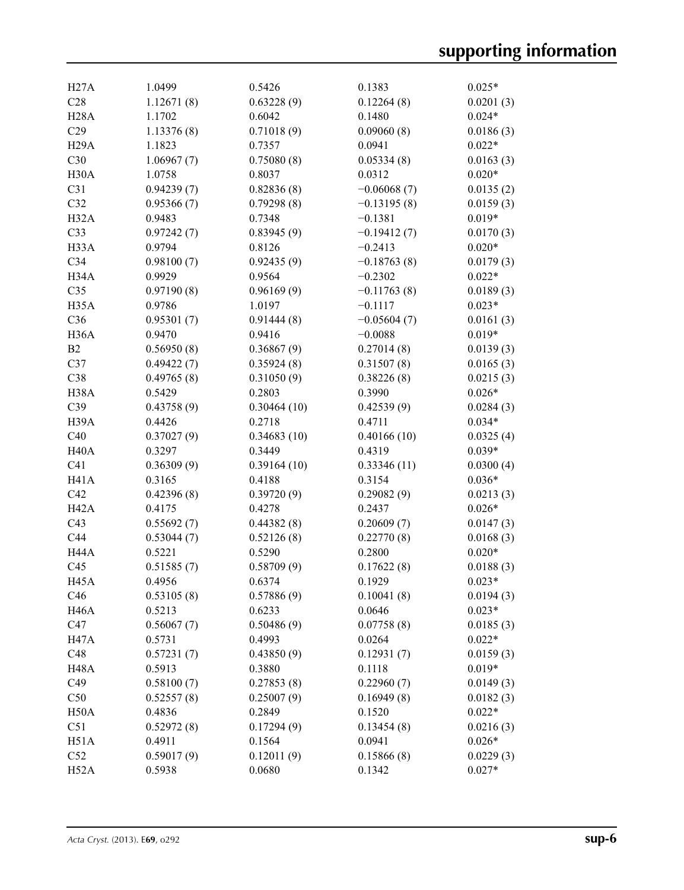| | | | | |
|---|---|---|---|---|
| H27A | 1.0499 | 0.5426 | 0.1383 | 0.025* |
| C28 | 1.12671 (8) | 0.63228 (9) | 0.12264 (8) | 0.0201 (3) |
| H28A | 1.1702 | 0.6042 | 0.1480 | 0.024* |
| C29 | 1.13376 (8) | 0.71018 (9) | 0.09060 (8) | 0.0186 (3) |
| H29A | 1.1823 | 0.7357 | 0.0941 | 0.022* |
| C30 | 1.06967 (7) | 0.75080 (8) | 0.05334 (8) | 0.0163 (3) |
| H30A | 1.0758 | 0.8037 | 0.0312 | 0.020* |
| C31 | 0.94239 (7) | 0.82836 (8) | −0.06068 (7) | 0.0135 (2) |
| C32 | 0.95366 (7) | 0.79298 (8) | −0.13195 (8) | 0.0159 (3) |
| H32A | 0.9483 | 0.7348 | −0.1381 | 0.019* |
| C33 | 0.97242 (7) | 0.83945 (9) | −0.19412 (7) | 0.0170 (3) |
| H33A | 0.9794 | 0.8126 | −0.2413 | 0.020* |
| C34 | 0.98100 (7) | 0.92435 (9) | −0.18763 (8) | 0.0179 (3) |
| H34A | 0.9929 | 0.9564 | −0.2302 | 0.022* |
| C35 | 0.97190 (8) | 0.96169 (9) | −0.11763 (8) | 0.0189 (3) |
| H35A | 0.9786 | 1.0197 | −0.1117 | 0.023* |
| C36 | 0.95301 (7) | 0.91444 (8) | −0.05604 (7) | 0.0161 (3) |
| H36A | 0.9470 | 0.9416 | −0.0088 | 0.019* |
| B2 | 0.56950 (8) | 0.36867 (9) | 0.27014 (8) | 0.0139 (3) |
| C37 | 0.49422 (7) | 0.35924 (8) | 0.31507 (8) | 0.0165 (3) |
| C38 | 0.49765 (8) | 0.31050 (9) | 0.38226 (8) | 0.0215 (3) |
| H38A | 0.5429 | 0.2803 | 0.3990 | 0.026* |
| C39 | 0.43758 (9) | 0.30464 (10) | 0.42539 (9) | 0.0284 (3) |
| H39A | 0.4426 | 0.2718 | 0.4711 | 0.034* |
| C40 | 0.37027 (9) | 0.34683 (10) | 0.40166 (10) | 0.0325 (4) |
| H40A | 0.3297 | 0.3449 | 0.4319 | 0.039* |
| C41 | 0.36309 (9) | 0.39164 (10) | 0.33346 (11) | 0.0300 (4) |
| H41A | 0.3165 | 0.4188 | 0.3154 | 0.036* |
| C42 | 0.42396 (8) | 0.39720 (9) | 0.29082 (9) | 0.0213 (3) |
| H42A | 0.4175 | 0.4278 | 0.2437 | 0.026* |
| C43 | 0.55692 (7) | 0.44382 (8) | 0.20609 (7) | 0.0147 (3) |
| C44 | 0.53044 (7) | 0.52126 (8) | 0.22770 (8) | 0.0168 (3) |
| H44A | 0.5221 | 0.5290 | 0.2800 | 0.020* |
| C45 | 0.51585 (7) | 0.58709 (9) | 0.17622 (8) | 0.0188 (3) |
| H45A | 0.4956 | 0.6374 | 0.1929 | 0.023* |
| C46 | 0.53105 (8) | 0.57886 (9) | 0.10041 (8) | 0.0194 (3) |
| H46A | 0.5213 | 0.6233 | 0.0646 | 0.023* |
| C47 | 0.56067 (7) | 0.50486 (9) | 0.07758 (8) | 0.0185 (3) |
| H47A | 0.5731 | 0.4993 | 0.0264 | 0.022* |
| C48 | 0.57231 (7) | 0.43850 (9) | 0.12931 (7) | 0.0159 (3) |
| H48A | 0.5913 | 0.3880 | 0.1118 | 0.019* |
| C49 | 0.58100 (7) | 0.27853 (8) | 0.22960 (7) | 0.0149 (3) |
| C50 | 0.52557 (8) | 0.25007 (9) | 0.16949 (8) | 0.0182 (3) |
| H50A | 0.4836 | 0.2849 | 0.1520 | 0.022* |
| C51 | 0.52972 (8) | 0.17294 (9) | 0.13454 (8) | 0.0216 (3) |
| H51A | 0.4911 | 0.1564 | 0.0941 | 0.026* |
| C52 | 0.59017 (9) | 0.12011 (9) | 0.15866 (8) | 0.0229 (3) |
| H52A | 0.5938 | 0.0680 | 0.1342 | 0.027* |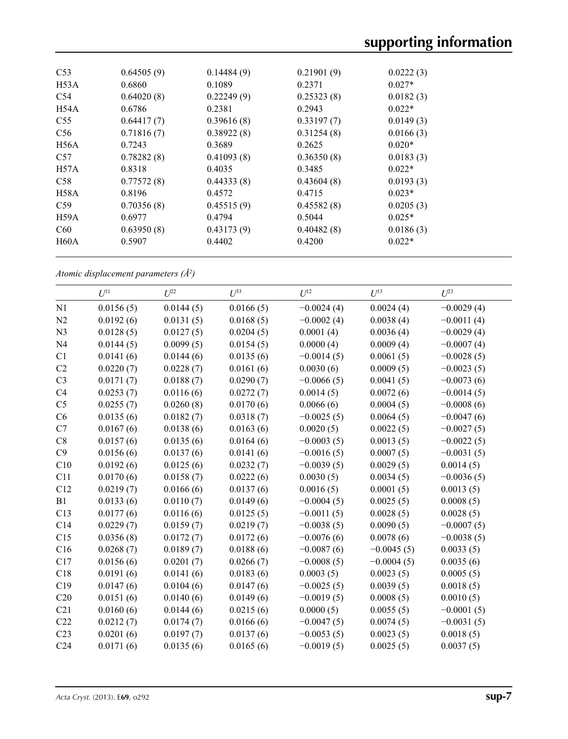| | | | | |
|---|---|---|---|---|
| C53 | 0.64505 (9) | 0.14484 (9) | 0.21901 (9) | 0.0222 (3) |
| H53A | 0.6860 | 0.1089 | 0.2371 | 0.027* |
| C54 | 0.64020 (8) | 0.22249 (9) | 0.25323 (8) | 0.0182 (3) |
| H54A | 0.6786 | 0.2381 | 0.2943 | 0.022* |
| C55 | 0.64417 (7) | 0.39616 (8) | 0.33197 (7) | 0.0149 (3) |
| C56 | 0.71816 (7) | 0.38922 (8) | 0.31254 (8) | 0.0166 (3) |
| H56A | 0.7243 | 0.3689 | 0.2625 | 0.020* |
| C57 | 0.78282 (8) | 0.41093 (8) | 0.36350 (8) | 0.0183 (3) |
| H57A | 0.8318 | 0.4035 | 0.3485 | 0.022* |
| C58 | 0.77572 (8) | 0.44333 (8) | 0.43604 (8) | 0.0193 (3) |
| H58A | 0.8196 | 0.4572 | 0.4715 | 0.023* |
| C59 | 0.70356 (8) | 0.45515 (9) | 0.45582 (8) | 0.0205 (3) |
| H59A | 0.6977 | 0.4794 | 0.5044 | 0.025* |
| C60 | 0.63950 (8) | 0.43173 (9) | 0.40482 (8) | 0.0186 (3) |
| H60A | 0.5907 | 0.4402 | 0.4200 | 0.022* |

*Atomic displacement parameters (Å²)*

| | $U^{11}$ | $U^{22}$ | $U^{33}$ | $U^{12}$ | $U^{13}$ | $U^{23}$ |
|---|---|---|---|---|---|---|
| N1 | 0.0156 (5) | 0.0144 (5) | 0.0166 (5) | −0.0024 (4) | 0.0024 (4) | −0.0029 (4) |
| N2 | 0.0192 (6) | 0.0131 (5) | 0.0168 (5) | −0.0002 (4) | 0.0038 (4) | −0.0011 (4) |
| N3 | 0.0128 (5) | 0.0127 (5) | 0.0204 (5) | 0.0001 (4) | 0.0036 (4) | −0.0029 (4) |
| N4 | 0.0144 (5) | 0.0099 (5) | 0.0154 (5) | 0.0000 (4) | 0.0009 (4) | −0.0007 (4) |
| C1 | 0.0141 (6) | 0.0144 (6) | 0.0135 (6) | −0.0014 (5) | 0.0061 (5) | −0.0028 (5) |
| C2 | 0.0220 (7) | 0.0228 (7) | 0.0161 (6) | 0.0030 (6) | 0.0009 (5) | −0.0023 (5) |
| C3 | 0.0171 (7) | 0.0188 (7) | 0.0290 (7) | −0.0066 (5) | 0.0041 (5) | −0.0073 (6) |
| C4 | 0.0253 (7) | 0.0116 (6) | 0.0272 (7) | 0.0014 (5) | 0.0072 (6) | −0.0014 (5) |
| C5 | 0.0255 (7) | 0.0260 (8) | 0.0170 (6) | 0.0066 (6) | 0.0004 (5) | −0.0008 (6) |
| C6 | 0.0135 (6) | 0.0182 (7) | 0.0318 (7) | −0.0025 (5) | 0.0064 (5) | −0.0047 (6) |
| C7 | 0.0167 (6) | 0.0138 (6) | 0.0163 (6) | 0.0020 (5) | 0.0022 (5) | −0.0027 (5) |
| C8 | 0.0157 (6) | 0.0135 (6) | 0.0164 (6) | −0.0003 (5) | 0.0013 (5) | −0.0022 (5) |
| C9 | 0.0156 (6) | 0.0137 (6) | 0.0141 (6) | −0.0016 (5) | 0.0007 (5) | −0.0031 (5) |
| C10 | 0.0192 (6) | 0.0125 (6) | 0.0232 (7) | −0.0039 (5) | 0.0029 (5) | 0.0014 (5) |
| C11 | 0.0170 (6) | 0.0158 (7) | 0.0222 (6) | 0.0030 (5) | 0.0034 (5) | −0.0036 (5) |
| C12 | 0.0219 (7) | 0.0166 (6) | 0.0137 (6) | 0.0016 (5) | 0.0001 (5) | 0.0013 (5) |
| B1 | 0.0133 (6) | 0.0110 (7) | 0.0149 (6) | −0.0004 (5) | 0.0025 (5) | 0.0008 (5) |
| C13 | 0.0177 (6) | 0.0116 (6) | 0.0125 (5) | −0.0011 (5) | 0.0028 (5) | 0.0028 (5) |
| C14 | 0.0229 (7) | 0.0159 (7) | 0.0219 (7) | −0.0038 (5) | 0.0090 (5) | −0.0007 (5) |
| C15 | 0.0356 (8) | 0.0172 (7) | 0.0172 (6) | −0.0076 (6) | 0.0078 (6) | −0.0038 (5) |
| C16 | 0.0268 (7) | 0.0189 (7) | 0.0188 (6) | −0.0087 (6) | −0.0045 (5) | 0.0033 (5) |
| C17 | 0.0156 (6) | 0.0201 (7) | 0.0266 (7) | −0.0008 (5) | −0.0004 (5) | 0.0035 (6) |
| C18 | 0.0191 (6) | 0.0141 (6) | 0.0183 (6) | 0.0003 (5) | 0.0023 (5) | 0.0005 (5) |
| C19 | 0.0147 (6) | 0.0104 (6) | 0.0147 (6) | −0.0025 (5) | 0.0039 (5) | 0.0018 (5) |
| C20 | 0.0151 (6) | 0.0140 (6) | 0.0149 (6) | −0.0019 (5) | 0.0008 (5) | 0.0010 (5) |
| C21 | 0.0160 (6) | 0.0144 (6) | 0.0215 (6) | 0.0000 (5) | 0.0055 (5) | −0.0001 (5) |
| C22 | 0.0212 (7) | 0.0174 (7) | 0.0166 (6) | −0.0047 (5) | 0.0074 (5) | −0.0031 (5) |
| C23 | 0.0201 (6) | 0.0197 (7) | 0.0137 (6) | −0.0053 (5) | 0.0023 (5) | 0.0018 (5) |
| C24 | 0.0171 (6) | 0.0135 (6) | 0.0165 (6) | −0.0019 (5) | 0.0025 (5) | 0.0037 (5) |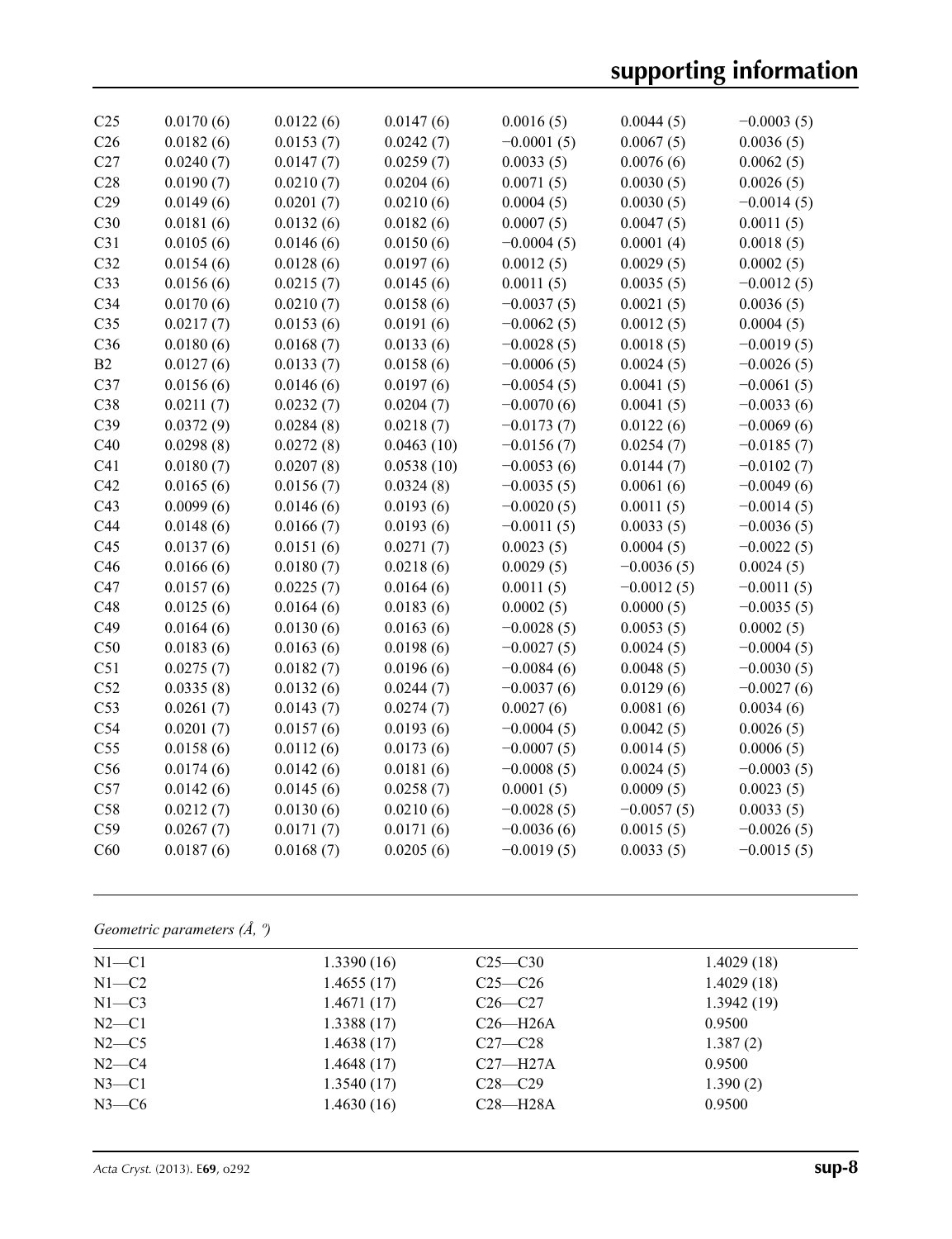| | | | | | | |
|---|---|---|---|---|---|---|
| C25 | 0.0170 (6) | 0.0122 (6) | 0.0147 (6) | 0.0016 (5) | 0.0044 (5) | −0.0003 (5) |
| C26 | 0.0182 (6) | 0.0153 (7) | 0.0242 (7) | −0.0001 (5) | 0.0067 (5) | 0.0036 (5) |
| C27 | 0.0240 (7) | 0.0147 (7) | 0.0259 (7) | 0.0033 (5) | 0.0076 (6) | 0.0062 (5) |
| C28 | 0.0190 (7) | 0.0210 (7) | 0.0204 (6) | 0.0071 (5) | 0.0030 (5) | 0.0026 (5) |
| C29 | 0.0149 (6) | 0.0201 (7) | 0.0210 (6) | 0.0004 (5) | 0.0030 (5) | −0.0014 (5) |
| C30 | 0.0181 (6) | 0.0132 (6) | 0.0182 (6) | 0.0007 (5) | 0.0047 (5) | 0.0011 (5) |
| C31 | 0.0105 (6) | 0.0146 (6) | 0.0150 (6) | −0.0004 (5) | 0.0001 (4) | 0.0018 (5) |
| C32 | 0.0154 (6) | 0.0128 (6) | 0.0197 (6) | 0.0012 (5) | 0.0029 (5) | 0.0002 (5) |
| C33 | 0.0156 (6) | 0.0215 (7) | 0.0145 (6) | 0.0011 (5) | 0.0035 (5) | −0.0012 (5) |
| C34 | 0.0170 (6) | 0.0210 (7) | 0.0158 (6) | −0.0037 (5) | 0.0021 (5) | 0.0036 (5) |
| C35 | 0.0217 (7) | 0.0153 (6) | 0.0191 (6) | −0.0062 (5) | 0.0012 (5) | 0.0004 (5) |
| C36 | 0.0180 (6) | 0.0168 (7) | 0.0133 (6) | −0.0028 (5) | 0.0018 (5) | −0.0019 (5) |
| B2 | 0.0127 (6) | 0.0133 (7) | 0.0158 (6) | −0.0006 (5) | 0.0024 (5) | −0.0026 (5) |
| C37 | 0.0156 (6) | 0.0146 (6) | 0.0197 (6) | −0.0054 (5) | 0.0041 (5) | −0.0061 (5) |
| C38 | 0.0211 (7) | 0.0232 (7) | 0.0204 (7) | −0.0070 (6) | 0.0041 (5) | −0.0033 (6) |
| C39 | 0.0372 (9) | 0.0284 (8) | 0.0218 (7) | −0.0173 (7) | 0.0122 (6) | −0.0069 (6) |
| C40 | 0.0298 (8) | 0.0272 (8) | 0.0463 (10) | −0.0156 (7) | 0.0254 (7) | −0.0185 (7) |
| C41 | 0.0180 (7) | 0.0207 (8) | 0.0538 (10) | −0.0053 (6) | 0.0144 (7) | −0.0102 (7) |
| C42 | 0.0165 (6) | 0.0156 (7) | 0.0324 (8) | −0.0035 (5) | 0.0061 (6) | −0.0049 (6) |
| C43 | 0.0099 (6) | 0.0146 (6) | 0.0193 (6) | −0.0020 (5) | 0.0011 (5) | −0.0014 (5) |
| C44 | 0.0148 (6) | 0.0166 (7) | 0.0193 (6) | −0.0011 (5) | 0.0033 (5) | −0.0036 (5) |
| C45 | 0.0137 (6) | 0.0151 (6) | 0.0271 (7) | 0.0023 (5) | 0.0004 (5) | −0.0022 (5) |
| C46 | 0.0166 (6) | 0.0180 (7) | 0.0218 (6) | 0.0029 (5) | −0.0036 (5) | 0.0024 (5) |
| C47 | 0.0157 (6) | 0.0225 (7) | 0.0164 (6) | 0.0011 (5) | −0.0012 (5) | −0.0011 (5) |
| C48 | 0.0125 (6) | 0.0164 (6) | 0.0183 (6) | 0.0002 (5) | 0.0000 (5) | −0.0035 (5) |
| C49 | 0.0164 (6) | 0.0130 (6) | 0.0163 (6) | −0.0028 (5) | 0.0053 (5) | 0.0002 (5) |
| C50 | 0.0183 (6) | 0.0163 (6) | 0.0198 (6) | −0.0027 (5) | 0.0024 (5) | −0.0004 (5) |
| C51 | 0.0275 (7) | 0.0182 (7) | 0.0196 (6) | −0.0084 (6) | 0.0048 (5) | −0.0030 (5) |
| C52 | 0.0335 (8) | 0.0132 (6) | 0.0244 (7) | −0.0037 (6) | 0.0129 (6) | −0.0027 (6) |
| C53 | 0.0261 (7) | 0.0143 (7) | 0.0274 (7) | 0.0027 (6) | 0.0081 (6) | 0.0034 (6) |
| C54 | 0.0201 (7) | 0.0157 (6) | 0.0193 (6) | −0.0004 (5) | 0.0042 (5) | 0.0026 (5) |
| C55 | 0.0158 (6) | 0.0112 (6) | 0.0173 (6) | −0.0007 (5) | 0.0014 (5) | 0.0006 (5) |
| C56 | 0.0174 (6) | 0.0142 (6) | 0.0181 (6) | −0.0008 (5) | 0.0024 (5) | −0.0003 (5) |
| C57 | 0.0142 (6) | 0.0145 (6) | 0.0258 (7) | 0.0001 (5) | 0.0009 (5) | 0.0023 (5) |
| C58 | 0.0212 (7) | 0.0130 (6) | 0.0210 (6) | −0.0028 (5) | −0.0057 (5) | 0.0033 (5) |
| C59 | 0.0267 (7) | 0.0171 (7) | 0.0171 (6) | −0.0036 (6) | 0.0015 (5) | −0.0026 (5) |
| C60 | 0.0187 (6) | 0.0168 (7) | 0.0205 (6) | −0.0019 (5) | 0.0033 (5) | −0.0015 (5) |

*Geometric parameters (Å, º)*

| | | | |
|---|---|---|---|
| N1—C1 | 1.3390 (16) | C25—C30 | 1.4029 (18) |
| N1—C2 | 1.4655 (17) | C25—C26 | 1.4029 (18) |
| N1—C3 | 1.4671 (17) | C26—C27 | 1.3942 (19) |
| N2—C1 | 1.3388 (17) | C26—H26A | 0.9500 |
| N2—C5 | 1.4638 (17) | C27—C28 | 1.387 (2) |
| N2—C4 | 1.4648 (17) | C27—H27A | 0.9500 |
| N3—C1 | 1.3540 (17) | C28—C29 | 1.390 (2) |
| N3—C6 | 1.4630 (16) | C28—H28A | 0.9500 |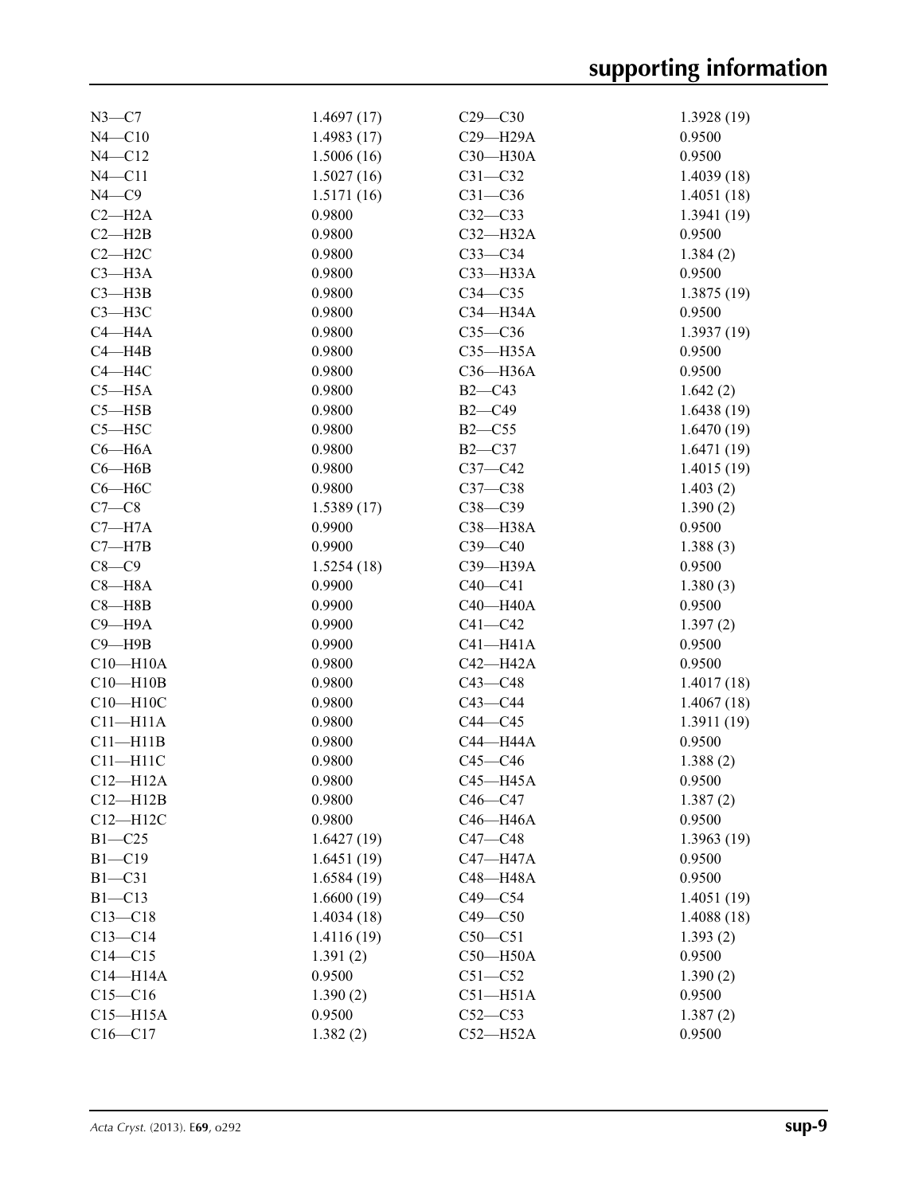| | | | |
|---|---|---|---|
| N3—C7 | 1.4697 (17) | C29—C30 | 1.3928 (19) |
| N4—C10 | 1.4983 (17) | C29—H29A | 0.9500 |
| N4—C12 | 1.5006 (16) | C30—H30A | 0.9500 |
| N4—C11 | 1.5027 (16) | C31—C32 | 1.4039 (18) |
| N4—C9 | 1.5171 (16) | C31—C36 | 1.4051 (18) |
| C2—H2A | 0.9800 | C32—C33 | 1.3941 (19) |
| C2—H2B | 0.9800 | C32—H32A | 0.9500 |
| C2—H2C | 0.9800 | C33—C34 | 1.384 (2) |
| C3—H3A | 0.9800 | C33—H33A | 0.9500 |
| C3—H3B | 0.9800 | C34—C35 | 1.3875 (19) |
| C3—H3C | 0.9800 | C34—H34A | 0.9500 |
| C4—H4A | 0.9800 | C35—C36 | 1.3937 (19) |
| C4—H4B | 0.9800 | C35—H35A | 0.9500 |
| C4—H4C | 0.9800 | C36—H36A | 0.9500 |
| C5—H5A | 0.9800 | B2—C43 | 1.642 (2) |
| C5—H5B | 0.9800 | B2—C49 | 1.6438 (19) |
| C5—H5C | 0.9800 | B2—C55 | 1.6470 (19) |
| C6—H6A | 0.9800 | B2—C37 | 1.6471 (19) |
| C6—H6B | 0.9800 | C37—C42 | 1.4015 (19) |
| C6—H6C | 0.9800 | C37—C38 | 1.403 (2) |
| C7—C8 | 1.5389 (17) | C38—C39 | 1.390 (2) |
| C7—H7A | 0.9900 | C38—H38A | 0.9500 |
| C7—H7B | 0.9900 | C39—C40 | 1.388 (3) |
| C8—C9 | 1.5254 (18) | C39—H39A | 0.9500 |
| C8—H8A | 0.9900 | C40—C41 | 1.380 (3) |
| C8—H8B | 0.9900 | C40—H40A | 0.9500 |
| C9—H9A | 0.9900 | C41—C42 | 1.397 (2) |
| C9—H9B | 0.9900 | C41—H41A | 0.9500 |
| C10—H10A | 0.9800 | C42—H42A | 0.9500 |
| C10—H10B | 0.9800 | C43—C48 | 1.4017 (18) |
| C10—H10C | 0.9800 | C43—C44 | 1.4067 (18) |
| C11—H11A | 0.9800 | C44—C45 | 1.3911 (19) |
| C11—H11B | 0.9800 | C44—H44A | 0.9500 |
| C11—H11C | 0.9800 | C45—C46 | 1.388 (2) |
| C12—H12A | 0.9800 | C45—H45A | 0.9500 |
| C12—H12B | 0.9800 | C46—C47 | 1.387 (2) |
| C12—H12C | 0.9800 | C46—H46A | 0.9500 |
| B1—C25 | 1.6427 (19) | C47—C48 | 1.3963 (19) |
| B1—C19 | 1.6451 (19) | C47—H47A | 0.9500 |
| B1—C31 | 1.6584 (19) | C48—H48A | 0.9500 |
| B1—C13 | 1.6600 (19) | C49—C54 | 1.4051 (19) |
| C13—C18 | 1.4034 (18) | C49—C50 | 1.4088 (18) |
| C13—C14 | 1.4116 (19) | C50—C51 | 1.393 (2) |
| C14—C15 | 1.391 (2) | C50—H50A | 0.9500 |
| C14—H14A | 0.9500 | C51—C52 | 1.390 (2) |
| C15—C16 | 1.390 (2) | C51—H51A | 0.9500 |
| C15—H15A | 0.9500 | C52—C53 | 1.387 (2) |
| C16—C17 | 1.382 (2) | C52—H52A | 0.9500 |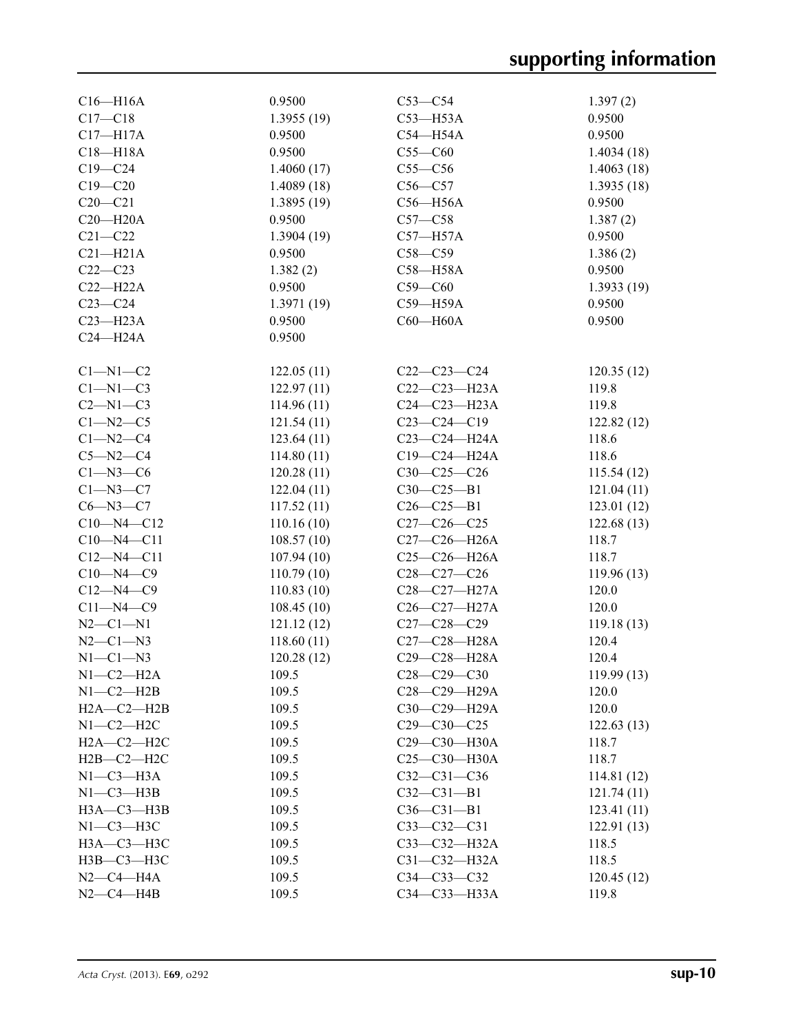| | | | |
|---|---|---|---|
| C16—H16A | 0.9500 | C53—C54 | 1.397 (2) |
| C17—C18 | 1.3955 (19) | C53—H53A | 0.9500 |
| C17—H17A | 0.9500 | C54—H54A | 0.9500 |
| C18—H18A | 0.9500 | C55—C60 | 1.4034 (18) |
| C19—C24 | 1.4060 (17) | C55—C56 | 1.4063 (18) |
| C19—C20 | 1.4089 (18) | C56—C57 | 1.3935 (18) |
| C20—C21 | 1.3895 (19) | C56—H56A | 0.9500 |
| C20—H20A | 0.9500 | C57—C58 | 1.387 (2) |
| C21—C22 | 1.3904 (19) | C57—H57A | 0.9500 |
| C21—H21A | 0.9500 | C58—C59 | 1.386 (2) |
| C22—C23 | 1.382 (2) | C58—H58A | 0.9500 |
| C22—H22A | 0.9500 | C59—C60 | 1.3933 (19) |
| C23—C24 | 1.3971 (19) | C59—H59A | 0.9500 |
| C23—H23A | 0.9500 | C60—H60A | 0.9500 |
| C24—H24A | 0.9500 | | |

| | | | |
|---|---|---|---|
| C1—N1—C2 | 122.05 (11) | C22—C23—C24 | 120.35 (12) |
| C1—N1—C3 | 122.97 (11) | C22—C23—H23A | 119.8 |
| C2—N1—C3 | 114.96 (11) | C24—C23—H23A | 119.8 |
| C1—N2—C5 | 121.54 (11) | C23—C24—C19 | 122.82 (12) |
| C1—N2—C4 | 123.64 (11) | C23—C24—H24A | 118.6 |
| C5—N2—C4 | 114.80 (11) | C19—C24—H24A | 118.6 |
| C1—N3—C6 | 120.28 (11) | C30—C25—C26 | 115.54 (12) |
| C1—N3—C7 | 122.04 (11) | C30—C25—B1 | 121.04 (11) |
| C6—N3—C7 | 117.52 (11) | C26—C25—B1 | 123.01 (12) |
| C10—N4—C12 | 110.16 (10) | C27—C26—C25 | 122.68 (13) |
| C10—N4—C11 | 108.57 (10) | C27—C26—H26A | 118.7 |
| C12—N4—C11 | 107.94 (10) | C25—C26—H26A | 118.7 |
| C10—N4—C9 | 110.79 (10) | C28—C27—C26 | 119.96 (13) |
| C12—N4—C9 | 110.83 (10) | C28—C27—H27A | 120.0 |
| C11—N4—C9 | 108.45 (10) | C26—C27—H27A | 120.0 |
| N2—C1—N1 | 121.12 (12) | C27—C28—C29 | 119.18 (13) |
| N2—C1—N3 | 118.60 (11) | C27—C28—H28A | 120.4 |
| N1—C1—N3 | 120.28 (12) | C29—C28—H28A | 120.4 |
| N1—C2—H2A | 109.5 | C28—C29—C30 | 119.99 (13) |
| N1—C2—H2B | 109.5 | C28—C29—H29A | 120.0 |
| H2A—C2—H2B | 109.5 | C30—C29—H29A | 120.0 |
| N1—C2—H2C | 109.5 | C29—C30—C25 | 122.63 (13) |
| H2A—C2—H2C | 109.5 | C29—C30—H30A | 118.7 |
| H2B—C2—H2C | 109.5 | C25—C30—H30A | 118.7 |
| N1—C3—H3A | 109.5 | C32—C31—C36 | 114.81 (12) |
| N1—C3—H3B | 109.5 | C32—C31—B1 | 121.74 (11) |
| H3A—C3—H3B | 109.5 | C36—C31—B1 | 123.41 (11) |
| N1—C3—H3C | 109.5 | C33—C32—C31 | 122.91 (13) |
| H3A—C3—H3C | 109.5 | C33—C32—H32A | 118.5 |
| H3B—C3—H3C | 109.5 | C31—C32—H32A | 118.5 |
| N2—C4—H4A | 109.5 | C34—C33—C32 | 120.45 (12) |
| N2—C4—H4B | 109.5 | C34—C33—H33A | 119.8 |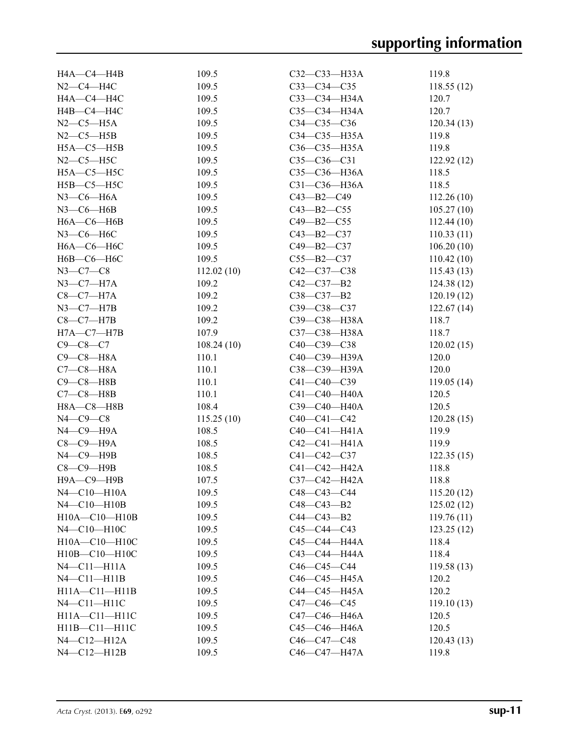| | | | |
|---|---|---|---|
| H4A—C4—H4B | 109.5 | C32—C33—H33A | 119.8 |
| N2—C4—H4C | 109.5 | C33—C34—C35 | 118.55 (12) |
| H4A—C4—H4C | 109.5 | C33—C34—H34A | 120.7 |
| H4B—C4—H4C | 109.5 | C35—C34—H34A | 120.7 |
| N2—C5—H5A | 109.5 | C34—C35—C36 | 120.34 (13) |
| N2—C5—H5B | 109.5 | C34—C35—H35A | 119.8 |
| H5A—C5—H5B | 109.5 | C36—C35—H35A | 119.8 |
| N2—C5—H5C | 109.5 | C35—C36—C31 | 122.92 (12) |
| H5A—C5—H5C | 109.5 | C35—C36—H36A | 118.5 |
| H5B—C5—H5C | 109.5 | C31—C36—H36A | 118.5 |
| N3—C6—H6A | 109.5 | C43—B2—C49 | 112.26 (10) |
| N3—C6—H6B | 109.5 | C43—B2—C55 | 105.27 (10) |
| H6A—C6—H6B | 109.5 | C49—B2—C55 | 112.44 (10) |
| N3—C6—H6C | 109.5 | C43—B2—C37 | 110.33 (11) |
| H6A—C6—H6C | 109.5 | C49—B2—C37 | 106.20 (10) |
| H6B—C6—H6C | 109.5 | C55—B2—C37 | 110.42 (10) |
| N3—C7—C8 | 112.02 (10) | C42—C37—C38 | 115.43 (13) |
| N3—C7—H7A | 109.2 | C42—C37—B2 | 124.38 (12) |
| C8—C7—H7A | 109.2 | C38—C37—B2 | 120.19 (12) |
| N3—C7—H7B | 109.2 | C39—C38—C37 | 122.67 (14) |
| C8—C7—H7B | 109.2 | C39—C38—H38A | 118.7 |
| H7A—C7—H7B | 107.9 | C37—C38—H38A | 118.7 |
| C9—C8—C7 | 108.24 (10) | C40—C39—C38 | 120.02 (15) |
| C9—C8—H8A | 110.1 | C40—C39—H39A | 120.0 |
| C7—C8—H8A | 110.1 | C38—C39—H39A | 120.0 |
| C9—C8—H8B | 110.1 | C41—C40—C39 | 119.05 (14) |
| C7—C8—H8B | 110.1 | C41—C40—H40A | 120.5 |
| H8A—C8—H8B | 108.4 | C39—C40—H40A | 120.5 |
| N4—C9—C8 | 115.25 (10) | C40—C41—C42 | 120.28 (15) |
| N4—C9—H9A | 108.5 | C40—C41—H41A | 119.9 |
| C8—C9—H9A | 108.5 | C42—C41—H41A | 119.9 |
| N4—C9—H9B | 108.5 | C41—C42—C37 | 122.35 (15) |
| C8—C9—H9B | 108.5 | C41—C42—H42A | 118.8 |
| H9A—C9—H9B | 107.5 | C37—C42—H42A | 118.8 |
| N4—C10—H10A | 109.5 | C48—C43—C44 | 115.20 (12) |
| N4—C10—H10B | 109.5 | C48—C43—B2 | 125.02 (12) |
| H10A—C10—H10B | 109.5 | C44—C43—B2 | 119.76 (11) |
| N4—C10—H10C | 109.5 | C45—C44—C43 | 123.25 (12) |
| H10A—C10—H10C | 109.5 | C45—C44—H44A | 118.4 |
| H10B—C10—H10C | 109.5 | C43—C44—H44A | 118.4 |
| N4—C11—H11A | 109.5 | C46—C45—C44 | 119.58 (13) |
| N4—C11—H11B | 109.5 | C46—C45—H45A | 120.2 |
| H11A—C11—H11B | 109.5 | C44—C45—H45A | 120.2 |
| N4—C11—H11C | 109.5 | C47—C46—C45 | 119.10 (13) |
| H11A—C11—H11C | 109.5 | C47—C46—H46A | 120.5 |
| H11B—C11—H11C | 109.5 | C45—C46—H46A | 120.5 |
| N4—C12—H12A | 109.5 | C46—C47—C48 | 120.43 (13) |
| N4—C12—H12B | 109.5 | C46—C47—H47A | 119.8 |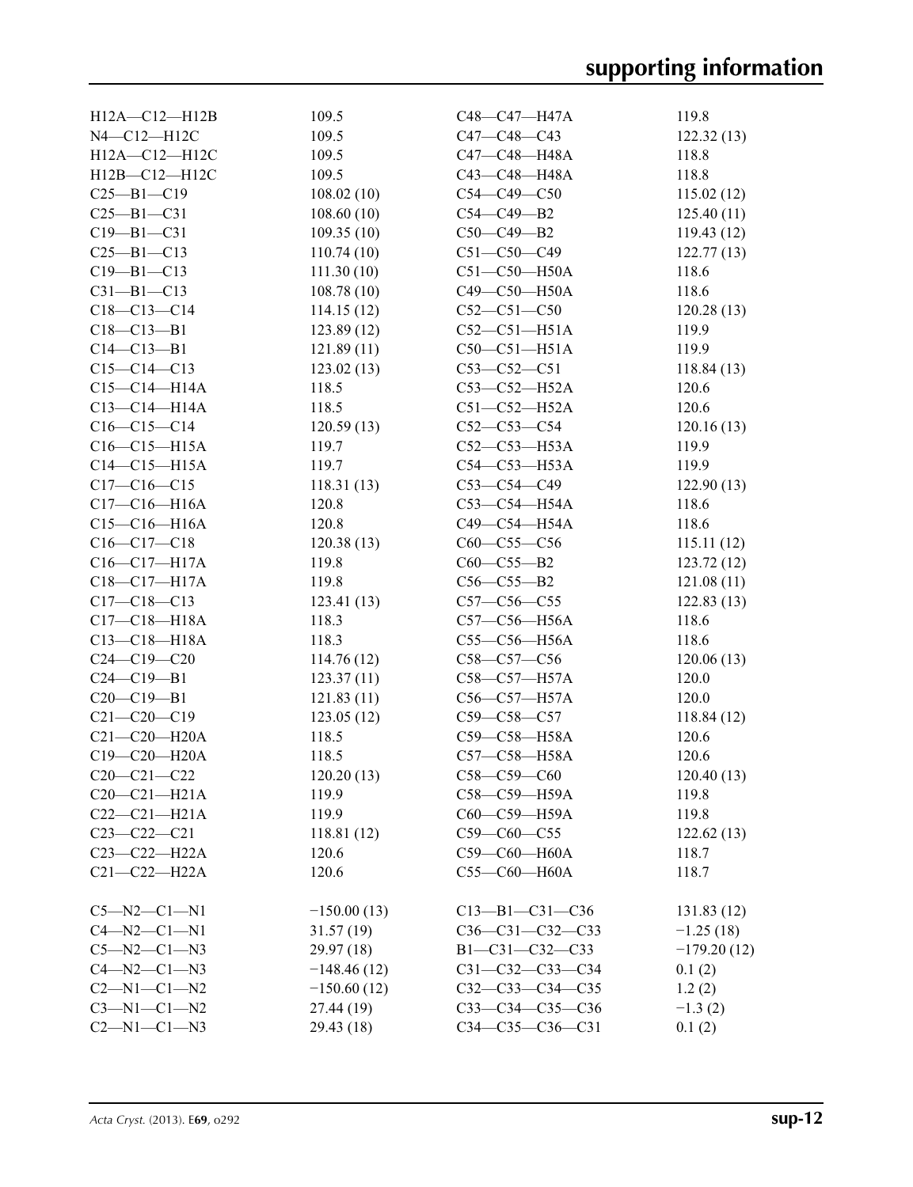| | | | |
|---|---|---|---|
| H12A—C12—H12B | 109.5 | C48—C47—H47A | 119.8 |
| N4—C12—H12C | 109.5 | C47—C48—C43 | 122.32 (13) |
| H12A—C12—H12C | 109.5 | C47—C48—H48A | 118.8 |
| H12B—C12—H12C | 109.5 | C43—C48—H48A | 118.8 |
| C25—B1—C19 | 108.02 (10) | C54—C49—C50 | 115.02 (12) |
| C25—B1—C31 | 108.60 (10) | C54—C49—B2 | 125.40 (11) |
| C19—B1—C31 | 109.35 (10) | C50—C49—B2 | 119.43 (12) |
| C25—B1—C13 | 110.74 (10) | C51—C50—C49 | 122.77 (13) |
| C19—B1—C13 | 111.30 (10) | C51—C50—H50A | 118.6 |
| C31—B1—C13 | 108.78 (10) | C49—C50—H50A | 118.6 |
| C18—C13—C14 | 114.15 (12) | C52—C51—C50 | 120.28 (13) |
| C18—C13—B1 | 123.89 (12) | C52—C51—H51A | 119.9 |
| C14—C13—B1 | 121.89 (11) | C50—C51—H51A | 119.9 |
| C15—C14—C13 | 123.02 (13) | C53—C52—C51 | 118.84 (13) |
| C15—C14—H14A | 118.5 | C53—C52—H52A | 120.6 |
| C13—C14—H14A | 118.5 | C51—C52—H52A | 120.6 |
| C16—C15—C14 | 120.59 (13) | C52—C53—C54 | 120.16 (13) |
| C16—C15—H15A | 119.7 | C52—C53—H53A | 119.9 |
| C14—C15—H15A | 119.7 | C54—C53—H53A | 119.9 |
| C17—C16—C15 | 118.31 (13) | C53—C54—C49 | 122.90 (13) |
| C17—C16—H16A | 120.8 | C53—C54—H54A | 118.6 |
| C15—C16—H16A | 120.8 | C49—C54—H54A | 118.6 |
| C16—C17—C18 | 120.38 (13) | C60—C55—C56 | 115.11 (12) |
| C16—C17—H17A | 119.8 | C60—C55—B2 | 123.72 (12) |
| C18—C17—H17A | 119.8 | C56—C55—B2 | 121.08 (11) |
| C17—C18—C13 | 123.41 (13) | C57—C56—C55 | 122.83 (13) |
| C17—C18—H18A | 118.3 | C57—C56—H56A | 118.6 |
| C13—C18—H18A | 118.3 | C55—C56—H56A | 118.6 |
| C24—C19—C20 | 114.76 (12) | C58—C57—C56 | 120.06 (13) |
| C24—C19—B1 | 123.37 (11) | C58—C57—H57A | 120.0 |
| C20—C19—B1 | 121.83 (11) | C56—C57—H57A | 120.0 |
| C21—C20—C19 | 123.05 (12) | C59—C58—C57 | 118.84 (12) |
| C21—C20—H20A | 118.5 | C59—C58—H58A | 120.6 |
| C19—C20—H20A | 118.5 | C57—C58—H58A | 120.6 |
| C20—C21—C22 | 120.20 (13) | C58—C59—C60 | 120.40 (13) |
| C20—C21—H21A | 119.9 | C58—C59—H59A | 119.8 |
| C22—C21—H21A | 119.9 | C60—C59—H59A | 119.8 |
| C23—C22—C21 | 118.81 (12) | C59—C60—C55 | 122.62 (13) |
| C23—C22—H22A | 120.6 | C59—C60—H60A | 118.7 |
| C21—C22—H22A | 120.6 | C55—C60—H60A | 118.7 |

| | | | |
|---|---|---|---|
| C5—N2—C1—N1 | −150.00 (13) | C13—B1—C31—C36 | 131.83 (12) |
| C4—N2—C1—N1 | 31.57 (19) | C36—C31—C32—C33 | −1.25 (18) |
| C5—N2—C1—N3 | 29.97 (18) | B1—C31—C32—C33 | −179.20 (12) |
| C4—N2—C1—N3 | −148.46 (12) | C31—C32—C33—C34 | 0.1 (2) |
| C2—N1—C1—N2 | −150.60 (12) | C32—C33—C34—C35 | 1.2 (2) |
| C3—N1—C1—N2 | 27.44 (19) | C33—C34—C35—C36 | −1.3 (2) |
| C2—N1—C1—N3 | 29.43 (18) | C34—C35—C36—C31 | 0.1 (2) |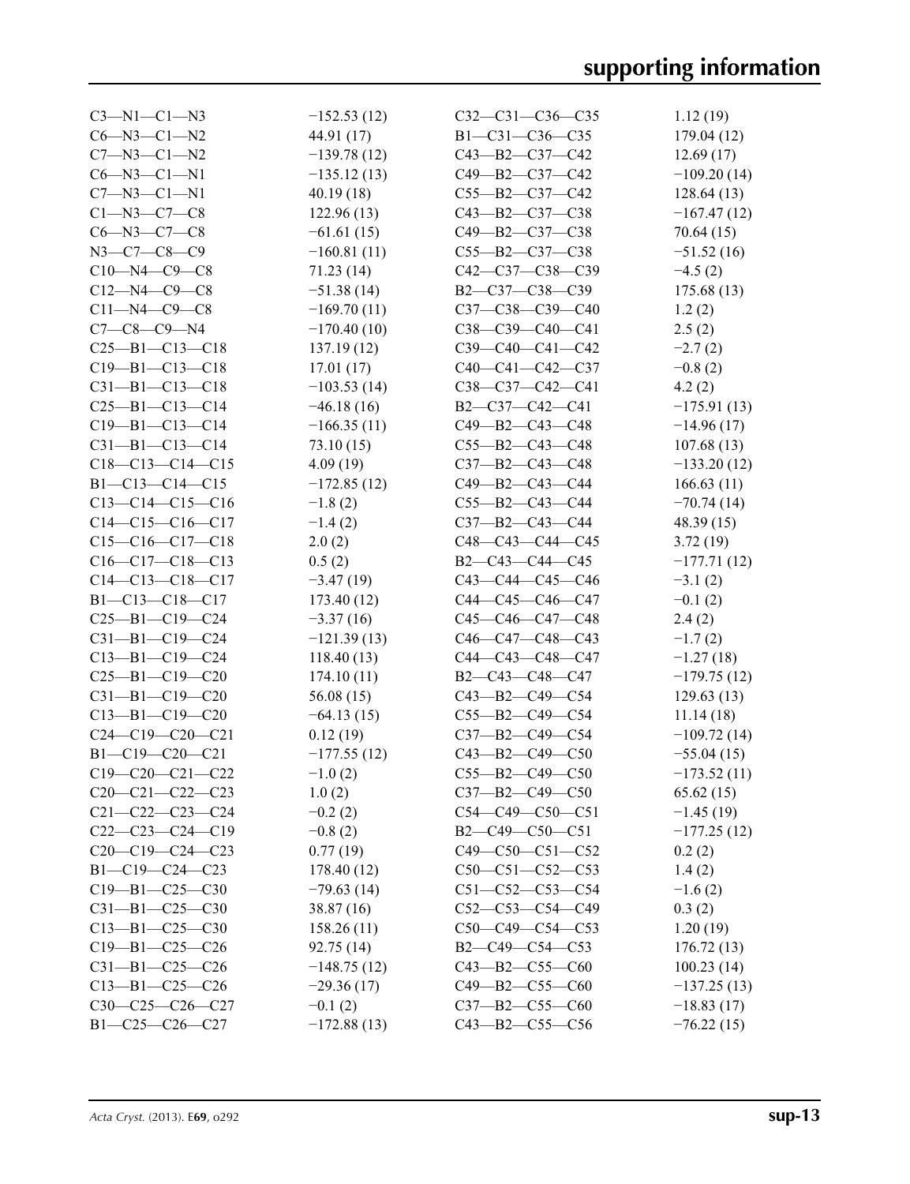| | | | |
|---|---|---|---|
| C3—N1—C1—N3 | −152.53 (12) | C32—C31—C36—C35 | 1.12 (19) |
| C6—N3—C1—N2 | 44.91 (17) | B1—C31—C36—C35 | 179.04 (12) |
| C7—N3—C1—N2 | −139.78 (12) | C43—B2—C37—C42 | 12.69 (17) |
| C6—N3—C1—N1 | −135.12 (13) | C49—B2—C37—C42 | −109.20 (14) |
| C7—N3—C1—N1 | 40.19 (18) | C55—B2—C37—C42 | 128.64 (13) |
| C1—N3—C7—C8 | 122.96 (13) | C43—B2—C37—C38 | −167.47 (12) |
| C6—N3—C7—C8 | −61.61 (15) | C49—B2—C37—C38 | 70.64 (15) |
| N3—C7—C8—C9 | −160.81 (11) | C55—B2—C37—C38 | −51.52 (16) |
| C10—N4—C9—C8 | 71.23 (14) | C42—C37—C38—C39 | −4.5 (2) |
| C12—N4—C9—C8 | −51.38 (14) | B2—C37—C38—C39 | 175.68 (13) |
| C11—N4—C9—C8 | −169.70 (11) | C37—C38—C39—C40 | 1.2 (2) |
| C7—C8—C9—N4 | −170.40 (10) | C38—C39—C40—C41 | 2.5 (2) |
| C25—B1—C13—C18 | 137.19 (12) | C39—C40—C41—C42 | −2.7 (2) |
| C19—B1—C13—C18 | 17.01 (17) | C40—C41—C42—C37 | −0.8 (2) |
| C31—B1—C13—C18 | −103.53 (14) | C38—C37—C42—C41 | 4.2 (2) |
| C25—B1—C13—C14 | −46.18 (16) | B2—C37—C42—C41 | −175.91 (13) |
| C19—B1—C13—C14 | −166.35 (11) | C49—B2—C43—C48 | −14.96 (17) |
| C31—B1—C13—C14 | 73.10 (15) | C55—B2—C43—C48 | 107.68 (13) |
| C18—C13—C14—C15 | 4.09 (19) | C37—B2—C43—C48 | −133.20 (12) |
| B1—C13—C14—C15 | −172.85 (12) | C49—B2—C43—C44 | 166.63 (11) |
| C13—C14—C15—C16 | −1.8 (2) | C55—B2—C43—C44 | −70.74 (14) |
| C14—C15—C16—C17 | −1.4 (2) | C37—B2—C43—C44 | 48.39 (15) |
| C15—C16—C17—C18 | 2.0 (2) | C48—C43—C44—C45 | 3.72 (19) |
| C16—C17—C18—C13 | 0.5 (2) | B2—C43—C44—C45 | −177.71 (12) |
| C14—C13—C18—C17 | −3.47 (19) | C43—C44—C45—C46 | −3.1 (2) |
| B1—C13—C18—C17 | 173.40 (12) | C44—C45—C46—C47 | −0.1 (2) |
| C25—B1—C19—C24 | −3.37 (16) | C45—C46—C47—C48 | 2.4 (2) |
| C31—B1—C19—C24 | −121.39 (13) | C46—C47—C48—C43 | −1.7 (2) |
| C13—B1—C19—C24 | 118.40 (13) | C44—C43—C48—C47 | −1.27 (18) |
| C25—B1—C19—C20 | 174.10 (11) | B2—C43—C48—C47 | −179.75 (12) |
| C31—B1—C19—C20 | 56.08 (15) | C43—B2—C49—C54 | 129.63 (13) |
| C13—B1—C19—C20 | −64.13 (15) | C55—B2—C49—C54 | 11.14 (18) |
| C24—C19—C20—C21 | 0.12 (19) | C37—B2—C49—C54 | −109.72 (14) |
| B1—C19—C20—C21 | −177.55 (12) | C43—B2—C49—C50 | −55.04 (15) |
| C19—C20—C21—C22 | −1.0 (2) | C55—B2—C49—C50 | −173.52 (11) |
| C20—C21—C22—C23 | 1.0 (2) | C37—B2—C49—C50 | 65.62 (15) |
| C21—C22—C23—C24 | −0.2 (2) | C54—C49—C50—C51 | −1.45 (19) |
| C22—C23—C24—C19 | −0.8 (2) | B2—C49—C50—C51 | −177.25 (12) |
| C20—C19—C24—C23 | 0.77 (19) | C49—C50—C51—C52 | 0.2 (2) |
| B1—C19—C24—C23 | 178.40 (12) | C50—C51—C52—C53 | 1.4 (2) |
| C19—B1—C25—C30 | −79.63 (14) | C51—C52—C53—C54 | −1.6 (2) |
| C31—B1—C25—C30 | 38.87 (16) | C52—C53—C54—C49 | 0.3 (2) |
| C13—B1—C25—C30 | 158.26 (11) | C50—C49—C54—C53 | 1.20 (19) |
| C19—B1—C25—C26 | 92.75 (14) | B2—C49—C54—C53 | 176.72 (13) |
| C31—B1—C25—C26 | −148.75 (12) | C43—B2—C55—C60 | 100.23 (14) |
| C13—B1—C25—C26 | −29.36 (17) | C49—B2—C55—C60 | −137.25 (13) |
| C30—C25—C26—C27 | −0.1 (2) | C37—B2—C55—C60 | −18.83 (17) |
| B1—C25—C26—C27 | −172.88 (13) | C43—B2—C55—C56 | −76.22 (15) |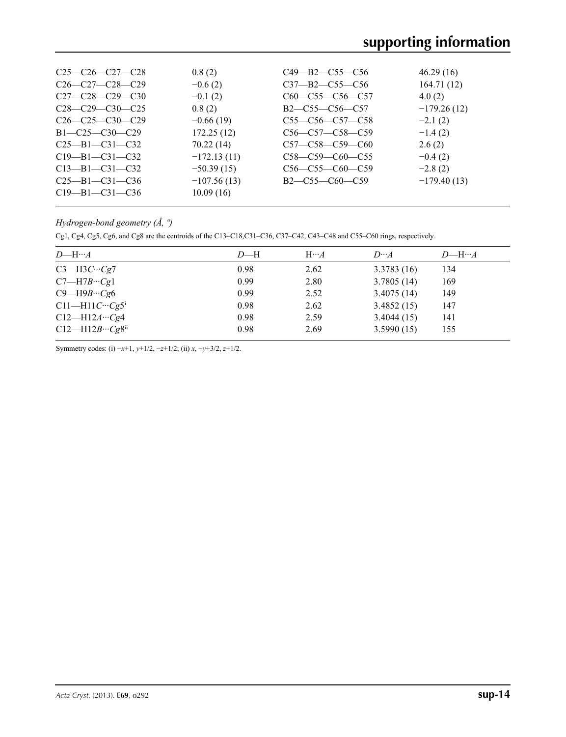| | | | |
|---|---|---|---|
| C25—C26—C27—C28 | 0.8 (2) | C49—B2—C55—C56 | 46.29 (16) |
| C26—C27—C28—C29 | −0.6 (2) | C37—B2—C55—C56 | 164.71 (12) |
| C27—C28—C29—C30 | −0.1 (2) | C60—C55—C56—C57 | 4.0 (2) |
| C28—C29—C30—C25 | 0.8 (2) | B2—C55—C56—C57 | −179.26 (12) |
| C26—C25—C30—C29 | −0.66 (19) | C55—C56—C57—C58 | −2.1 (2) |
| B1—C25—C30—C29 | 172.25 (12) | C56—C57—C58—C59 | −1.4 (2) |
| C25—B1—C31—C32 | 70.22 (14) | C57—C58—C59—C60 | 2.6 (2) |
| C19—B1—C31—C32 | −172.13 (11) | C58—C59—C60—C55 | −0.4 (2) |
| C13—B1—C31—C32 | −50.39 (15) | C56—C55—C60—C59 | −2.8 (2) |
| C25—B1—C31—C36 | −107.56 (13) | B2—C55—C60—C59 | −179.40 (13) |
| C19—B1—C31—C36 | 10.09 (16) | | |

*Hydrogen-bond geometry (Å, º)*

Cg1, Cg4, Cg5, Cg6, and Cg8 are the centroids of the C13–C18,C31–C36, C37–C42, C43–C48 and C55–C60 rings, respectively.

| *D*—H···*A* | *D*—H | H···*A* | *D*···*A* | *D*—H···*A* |
|---|---|---|---|---|
| C3—H3*C*···*Cg*7 | 0.98 | 2.62 | 3.3783 (16) | 134 |
| C7—H7*B*···*Cg*1 | 0.99 | 2.80 | 3.7805 (14) | 169 |
| C9—H9*B*···*Cg*6 | 0.99 | 2.52 | 3.4075 (14) | 149 |
| C11—H11*C*···*Cg*5$^{i}$ | 0.98 | 2.62 | 3.4852 (15) | 147 |
| C12—H12*A*···*Cg*4 | 0.98 | 2.59 | 3.4044 (15) | 141 |
| C12—H12*B*···*Cg*8$^{ii}$ | 0.98 | 2.69 | 3.5990 (15) | 155 |

Symmetry codes: (i) $-x+1, y+1/2, -z+1/2$; (ii) $x, -y+3/2, z+1/2$.